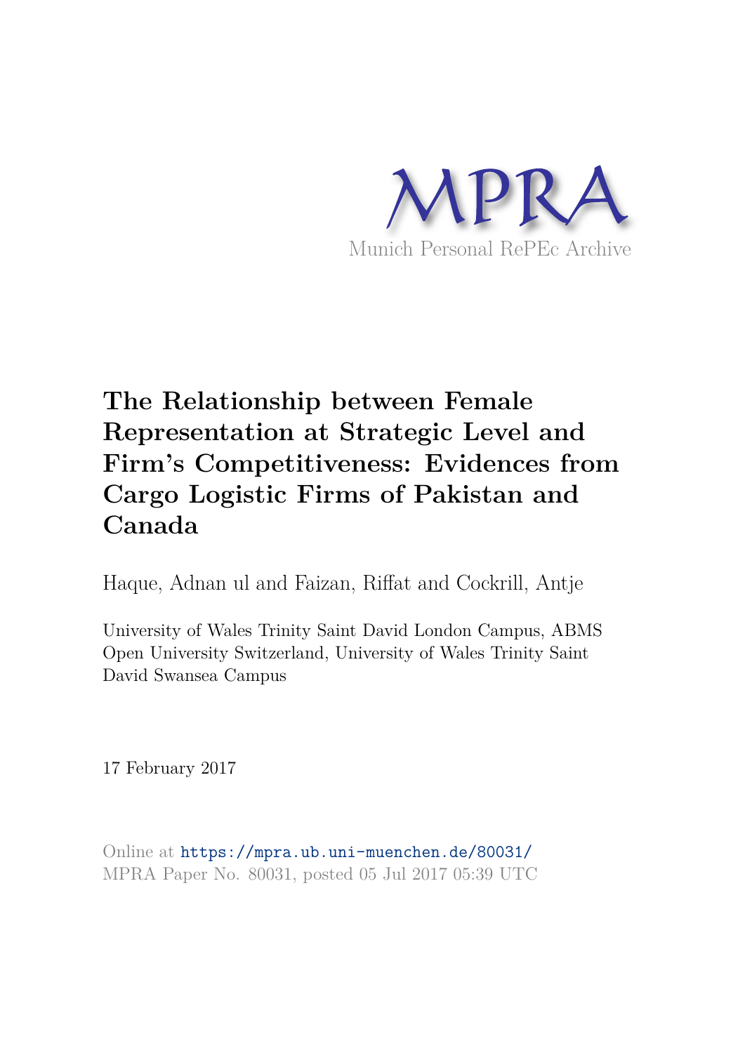MPRA

Munich Personal RePEc Archive

# The Relationship between Female Representation at Strategic Level and Firm's Competitiveness: Evidences from Cargo Logistic Firms of Pakistan and Canada

Haque, Adnan ul and Faizan, Riffat and Cockrill, Antje

University of Wales Trinity Saint David London Campus, ABMS Open University Switzerland, University of Wales Trinity Saint David Swansea Campus

17 February 2017

Online at https://mpra.ub.uni-muenchen.de/80031/
MPRA Paper No. 80031, posted 05 Jul 2017 05:39 UTC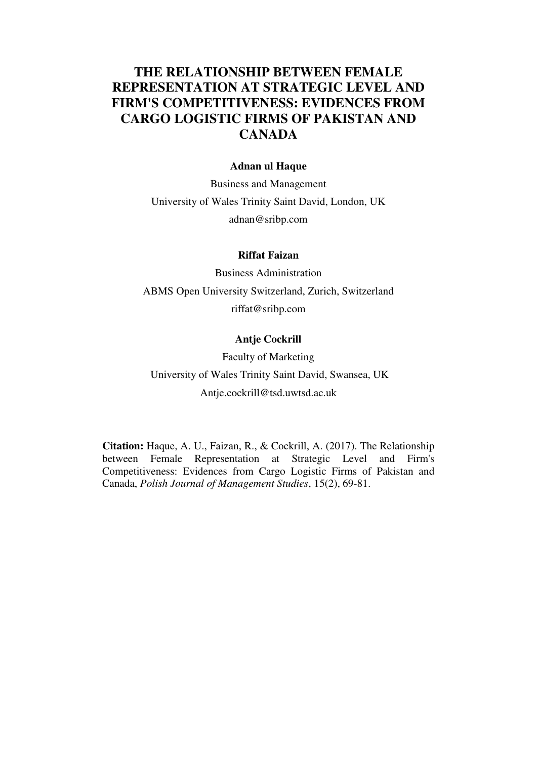# THE RELATIONSHIP BETWEEN FEMALE REPRESENTATION AT STRATEGIC LEVEL AND FIRM'S COMPETITIVENESS: EVIDENCES FROM CARGO LOGISTIC FIRMS OF PAKISTAN AND CANADA

**Adnan ul Haque**

Business and Management

University of Wales Trinity Saint David, London, UK

adnan@sribp.com

**Riffat Faizan**

Business Administration

ABMS Open University Switzerland, Zurich, Switzerland

riffat@sribp.com

**Antje Cockrill**

Faculty of Marketing

University of Wales Trinity Saint David, Swansea, UK

Antje.cockrill@tsd.uwtsd.ac.uk

**Citation:** Haque, A. U., Faizan, R., & Cockrill, A. (2017). The Relationship between Female Representation at Strategic Level and Firm's Competitiveness: Evidences from Cargo Logistic Firms of Pakistan and Canada, *Polish Journal of Management Studies*, 15(2), 69-81.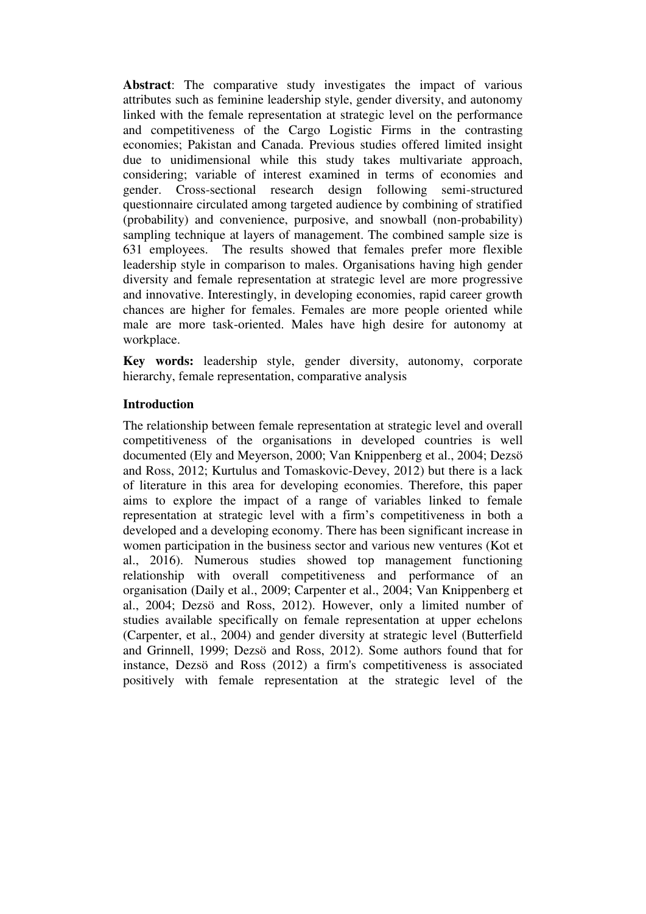**Abstract**: The comparative study investigates the impact of various attributes such as feminine leadership style, gender diversity, and autonomy linked with the female representation at strategic level on the performance and competitiveness of the Cargo Logistic Firms in the contrasting economies; Pakistan and Canada. Previous studies offered limited insight due to unidimensional while this study takes multivariate approach, considering; variable of interest examined in terms of economies and gender. Cross-sectional research design following semi-structured questionnaire circulated among targeted audience by combining of stratified (probability) and convenience, purposive, and snowball (non-probability) sampling technique at layers of management. The combined sample size is 631 employees. The results showed that females prefer more flexible leadership style in comparison to males. Organisations having high gender diversity and female representation at strategic level are more progressive and innovative. Interestingly, in developing economies, rapid career growth chances are higher for females. Females are more people oriented while male are more task-oriented. Males have high desire for autonomy at workplace.

**Key words:** leadership style, gender diversity, autonomy, corporate hierarchy, female representation, comparative analysis

## Introduction

The relationship between female representation at strategic level and overall competitiveness of the organisations in developed countries is well documented (Ely and Meyerson, 2000; Van Knippenberg et al., 2004; Dezsö and Ross, 2012; Kurtulus and Tomaskovic-Devey, 2012) but there is a lack of literature in this area for developing economies. Therefore, this paper aims to explore the impact of a range of variables linked to female representation at strategic level with a firm's competitiveness in both a developed and a developing economy. There has been significant increase in women participation in the business sector and various new ventures (Kot et al., 2016). Numerous studies showed top management functioning relationship with overall competitiveness and performance of an organisation (Daily et al., 2009; Carpenter et al., 2004; Van Knippenberg et al., 2004; Dezsö and Ross, 2012). However, only a limited number of studies available specifically on female representation at upper echelons (Carpenter, et al., 2004) and gender diversity at strategic level (Butterfield and Grinnell, 1999; Dezsö and Ross, 2012). Some authors found that for instance, Dezsö and Ross (2012) a firm's competitiveness is associated positively with female representation at the strategic level of the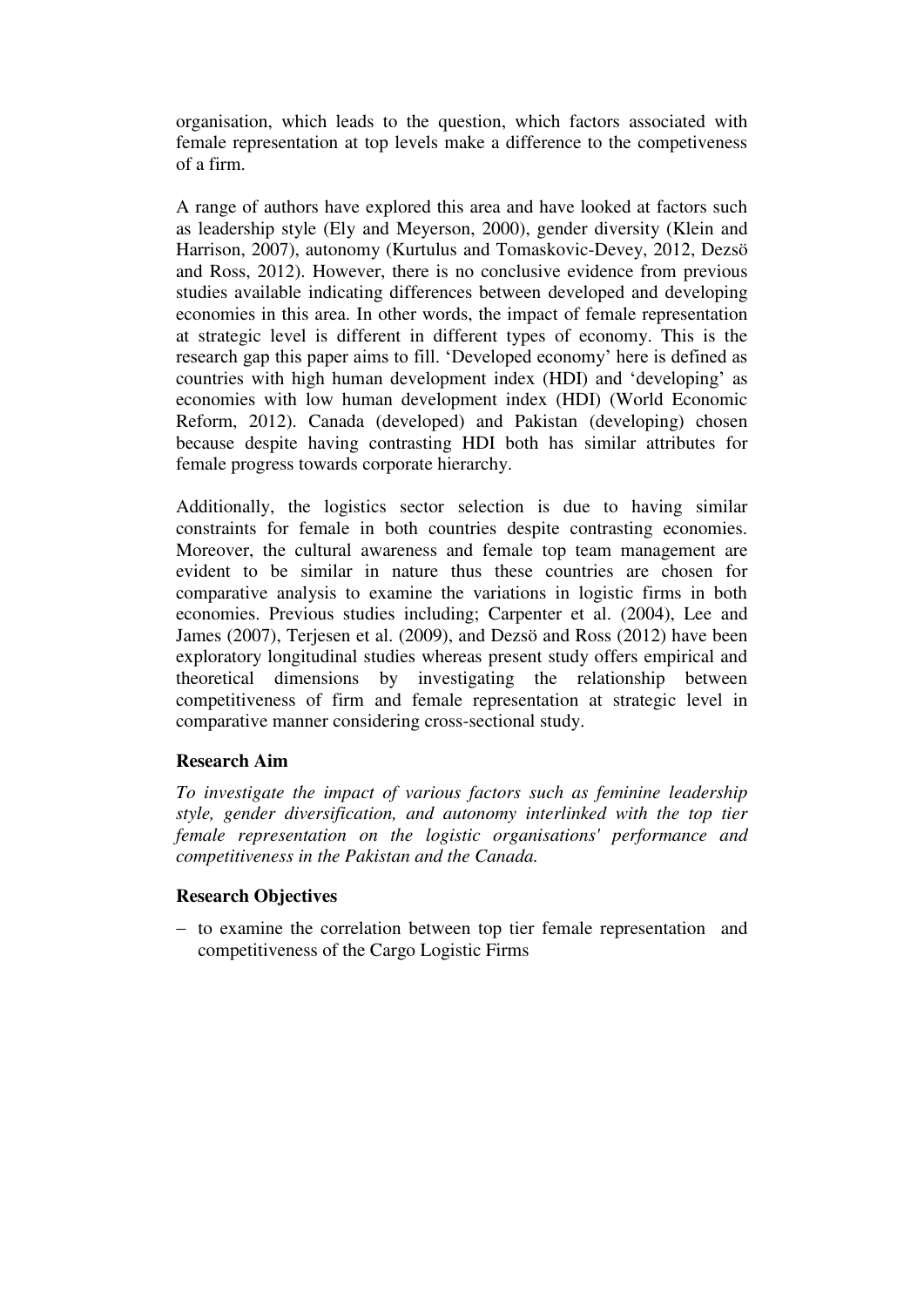organisation, which leads to the question, which factors associated with female representation at top levels make a difference to the competiveness of a firm.

A range of authors have explored this area and have looked at factors such as leadership style (Ely and Meyerson, 2000), gender diversity (Klein and Harrison, 2007), autonomy (Kurtulus and Tomaskovic-Devey, 2012, Dezsö and Ross, 2012). However, there is no conclusive evidence from previous studies available indicating differences between developed and developing economies in this area. In other words, the impact of female representation at strategic level is different in different types of economy. This is the research gap this paper aims to fill. 'Developed economy' here is defined as countries with high human development index (HDI) and 'developing' as economies with low human development index (HDI) (World Economic Reform, 2012). Canada (developed) and Pakistan (developing) chosen because despite having contrasting HDI both has similar attributes for female progress towards corporate hierarchy.

Additionally, the logistics sector selection is due to having similar constraints for female in both countries despite contrasting economies. Moreover, the cultural awareness and female top team management are evident to be similar in nature thus these countries are chosen for comparative analysis to examine the variations in logistic firms in both economies. Previous studies including; Carpenter et al. (2004), Lee and James (2007), Terjesen et al. (2009), and Dezsö and Ross (2012) have been exploratory longitudinal studies whereas present study offers empirical and theoretical dimensions by investigating the relationship between competitiveness of firm and female representation at strategic level in comparative manner considering cross-sectional study.

**Research Aim**

*To investigate the impact of various factors such as feminine leadership style, gender diversification, and autonomy interlinked with the top tier female representation on the logistic organisations' performance and competitiveness in the Pakistan and the Canada.*

**Research Objectives**

- to examine the correlation between top tier female representation and competitiveness of the Cargo Logistic Firms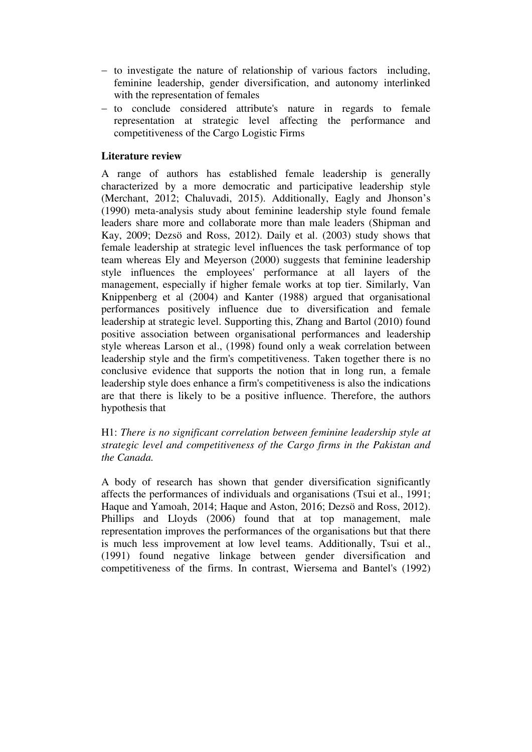- to investigate the nature of relationship of various factors including, feminine leadership, gender diversification, and autonomy interlinked with the representation of females
- to conclude considered attribute's nature in regards to female representation at strategic level affecting the performance and competitiveness of the Cargo Logistic Firms

## Literature review

A range of authors has established female leadership is generally characterized by a more democratic and participative leadership style (Merchant, 2012; Chaluvadi, 2015). Additionally, Eagly and Jhonson's (1990) meta-analysis study about feminine leadership style found female leaders share more and collaborate more than male leaders (Shipman and Kay, 2009; Dezsö and Ross, 2012). Daily et al. (2003) study shows that female leadership at strategic level influences the task performance of top team whereas Ely and Meyerson (2000) suggests that feminine leadership style influences the employees' performance at all layers of the management, especially if higher female works at top tier. Similarly, Van Knippenberg et al (2004) and Kanter (1988) argued that organisational performances positively influence due to diversification and female leadership at strategic level. Supporting this, Zhang and Bartol (2010) found positive association between organisational performances and leadership style whereas Larson et al., (1998) found only a weak correlation between leadership style and the firm's competitiveness. Taken together there is no conclusive evidence that supports the notion that in long run, a female leadership style does enhance a firm's competitiveness is also the indications are that there is likely to be a positive influence. Therefore, the authors hypothesis that

H1: *There is no significant correlation between feminine leadership style at strategic level and competitiveness of the Cargo firms in the Pakistan and the Canada.*

A body of research has shown that gender diversification significantly affects the performances of individuals and organisations (Tsui et al., 1991; Haque and Yamoah, 2014; Haque and Aston, 2016; Dezsö and Ross, 2012). Phillips and Lloyds (2006) found that at top management, male representation improves the performances of the organisations but that there is much less improvement at low level teams. Additionally, Tsui et al., (1991) found negative linkage between gender diversification and competitiveness of the firms. In contrast, Wiersema and Bantel's (1992)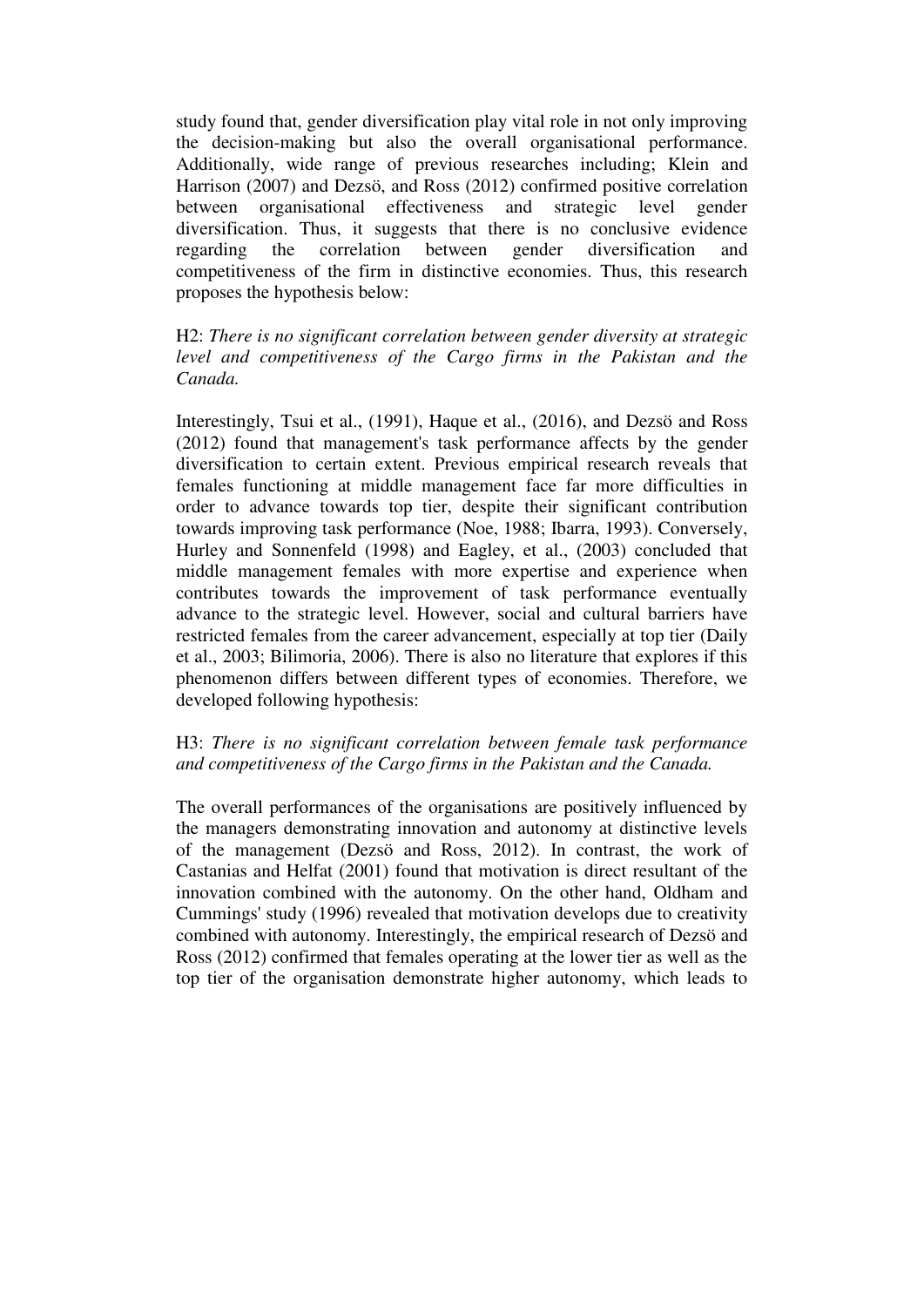study found that, gender diversification play vital role in not only improving the decision-making but also the overall organisational performance. Additionally, wide range of previous researches including; Klein and Harrison (2007) and Dezsö, and Ross (2012) confirmed positive correlation between organisational effectiveness and strategic level gender diversification. Thus, it suggests that there is no conclusive evidence regarding the correlation between gender diversification and competitiveness of the firm in distinctive economies. Thus, this research proposes the hypothesis below:

H2: *There is no significant correlation between gender diversity at strategic level and competitiveness of the Cargo firms in the Pakistan and the Canada.*

Interestingly, Tsui et al., (1991), Haque et al., (2016), and Dezsö and Ross (2012) found that management's task performance affects by the gender diversification to certain extent. Previous empirical research reveals that females functioning at middle management face far more difficulties in order to advance towards top tier, despite their significant contribution towards improving task performance (Noe, 1988; Ibarra, 1993). Conversely, Hurley and Sonnenfeld (1998) and Eagley, et al., (2003) concluded that middle management females with more expertise and experience when contributes towards the improvement of task performance eventually advance to the strategic level. However, social and cultural barriers have restricted females from the career advancement, especially at top tier (Daily et al., 2003; Bilimoria, 2006). There is also no literature that explores if this phenomenon differs between different types of economies. Therefore, we developed following hypothesis:

H3: *There is no significant correlation between female task performance and competitiveness of the Cargo firms in the Pakistan and the Canada.*

The overall performances of the organisations are positively influenced by the managers demonstrating innovation and autonomy at distinctive levels of the management (Dezsö and Ross, 2012). In contrast, the work of Castanias and Helfat (2001) found that motivation is direct resultant of the innovation combined with the autonomy. On the other hand, Oldham and Cummings' study (1996) revealed that motivation develops due to creativity combined with autonomy. Interestingly, the empirical research of Dezsö and Ross (2012) confirmed that females operating at the lower tier as well as the top tier of the organisation demonstrate higher autonomy, which leads to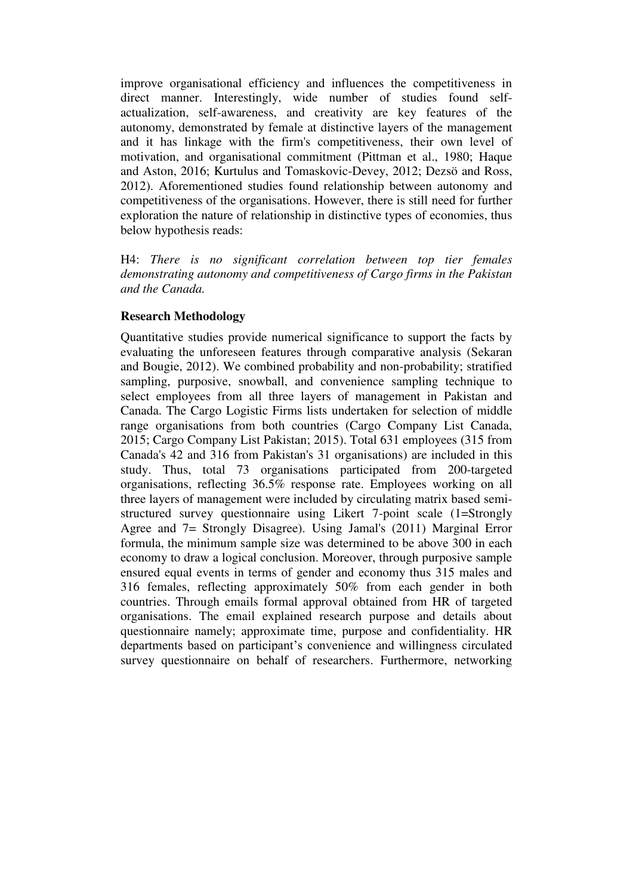improve organisational efficiency and influences the competitiveness in direct manner. Interestingly, wide number of studies found self-actualization, self-awareness, and creativity are key features of the autonomy, demonstrated by female at distinctive layers of the management and it has linkage with the firm's competitiveness, their own level of motivation, and organisational commitment (Pittman et al., 1980; Haque and Aston, 2016; Kurtulus and Tomaskovic-Devey, 2012; Dezsö and Ross, 2012). Aforementioned studies found relationship between autonomy and competitiveness of the organisations. However, there is still need for further exploration the nature of relationship in distinctive types of economies, thus below hypothesis reads:

H4: *There is no significant correlation between top tier females demonstrating autonomy and competitiveness of Cargo firms in the Pakistan and the Canada.*

**Research Methodology**

Quantitative studies provide numerical significance to support the facts by evaluating the unforeseen features through comparative analysis (Sekaran and Bougie, 2012). We combined probability and non-probability; stratified sampling, purposive, snowball, and convenience sampling technique to select employees from all three layers of management in Pakistan and Canada. The Cargo Logistic Firms lists undertaken for selection of middle range organisations from both countries (Cargo Company List Canada, 2015; Cargo Company List Pakistan; 2015). Total 631 employees (315 from Canada's 42 and 316 from Pakistan's 31 organisations) are included in this study. Thus, total 73 organisations participated from 200-targeted organisations, reflecting 36.5% response rate. Employees working on all three layers of management were included by circulating matrix based semi-structured survey questionnaire using Likert 7-point scale (1=Strongly Agree and 7= Strongly Disagree). Using Jamal's (2011) Marginal Error formula, the minimum sample size was determined to be above 300 in each economy to draw a logical conclusion. Moreover, through purposive sample ensured equal events in terms of gender and economy thus 315 males and 316 females, reflecting approximately 50% from each gender in both countries. Through emails formal approval obtained from HR of targeted organisations. The email explained research purpose and details about questionnaire namely; approximate time, purpose and confidentiality. HR departments based on participant's convenience and willingness circulated survey questionnaire on behalf of researchers. Furthermore, networking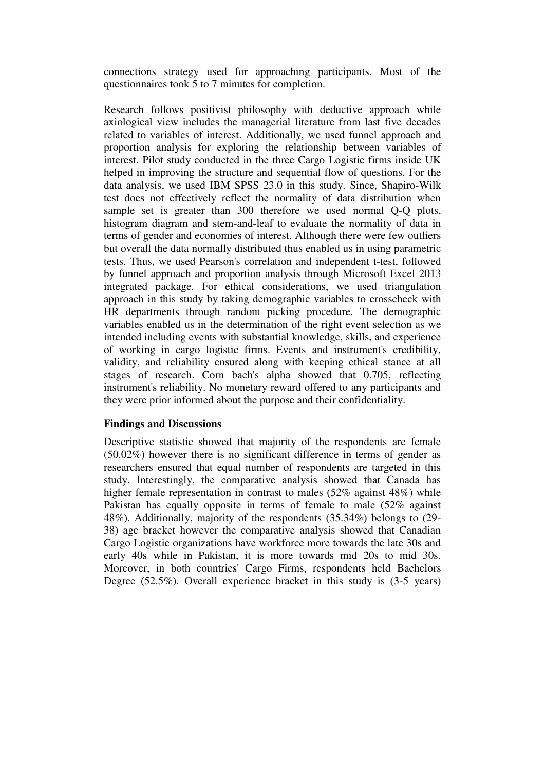connections strategy used for approaching participants. Most of the questionnaires took 5 to 7 minutes for completion.

Research follows positivist philosophy with deductive approach while axiological view includes the managerial literature from last five decades related to variables of interest. Additionally, we used funnel approach and proportion analysis for exploring the relationship between variables of interest. Pilot study conducted in the three Cargo Logistic firms inside UK helped in improving the structure and sequential flow of questions. For the data analysis, we used IBM SPSS 23.0 in this study. Since, Shapiro-Wilk test does not effectively reflect the normality of data distribution when sample set is greater than 300 therefore we used normal Q-Q plots, histogram diagram and stem-and-leaf to evaluate the normality of data in terms of gender and economies of interest. Although there were few outliers but overall the data normally distributed thus enabled us in using parametric tests. Thus, we used Pearson's correlation and independent t-test, followed by funnel approach and proportion analysis through Microsoft Excel 2013 integrated package. For ethical considerations, we used triangulation approach in this study by taking demographic variables to crosscheck with HR departments through random picking procedure. The demographic variables enabled us in the determination of the right event selection as we intended including events with substantial knowledge, skills, and experience of working in cargo logistic firms. Events and instrument's credibility, validity, and reliability ensured along with keeping ethical stance at all stages of research. Corn bach's alpha showed that 0.705, reflecting instrument's reliability. No monetary reward offered to any participants and they were prior informed about the purpose and their confidentiality.

**Findings and Discussions**

Descriptive statistic showed that majority of the respondents are female (50.02%) however there is no significant difference in terms of gender as researchers ensured that equal number of respondents are targeted in this study. Interestingly, the comparative analysis showed that Canada has higher female representation in contrast to males (52% against 48%) while Pakistan has equally opposite in terms of female to male (52% against 48%). Additionally, majority of the respondents (35.34%) belongs to (29-38) age bracket however the comparative analysis showed that Canadian Cargo Logistic organizations have workforce more towards the late 30s and early 40s while in Pakistan, it is more towards mid 20s to mid 30s. Moreover, in both countries' Cargo Firms, respondents held Bachelors Degree (52.5%). Overall experience bracket in this study is (3-5 years)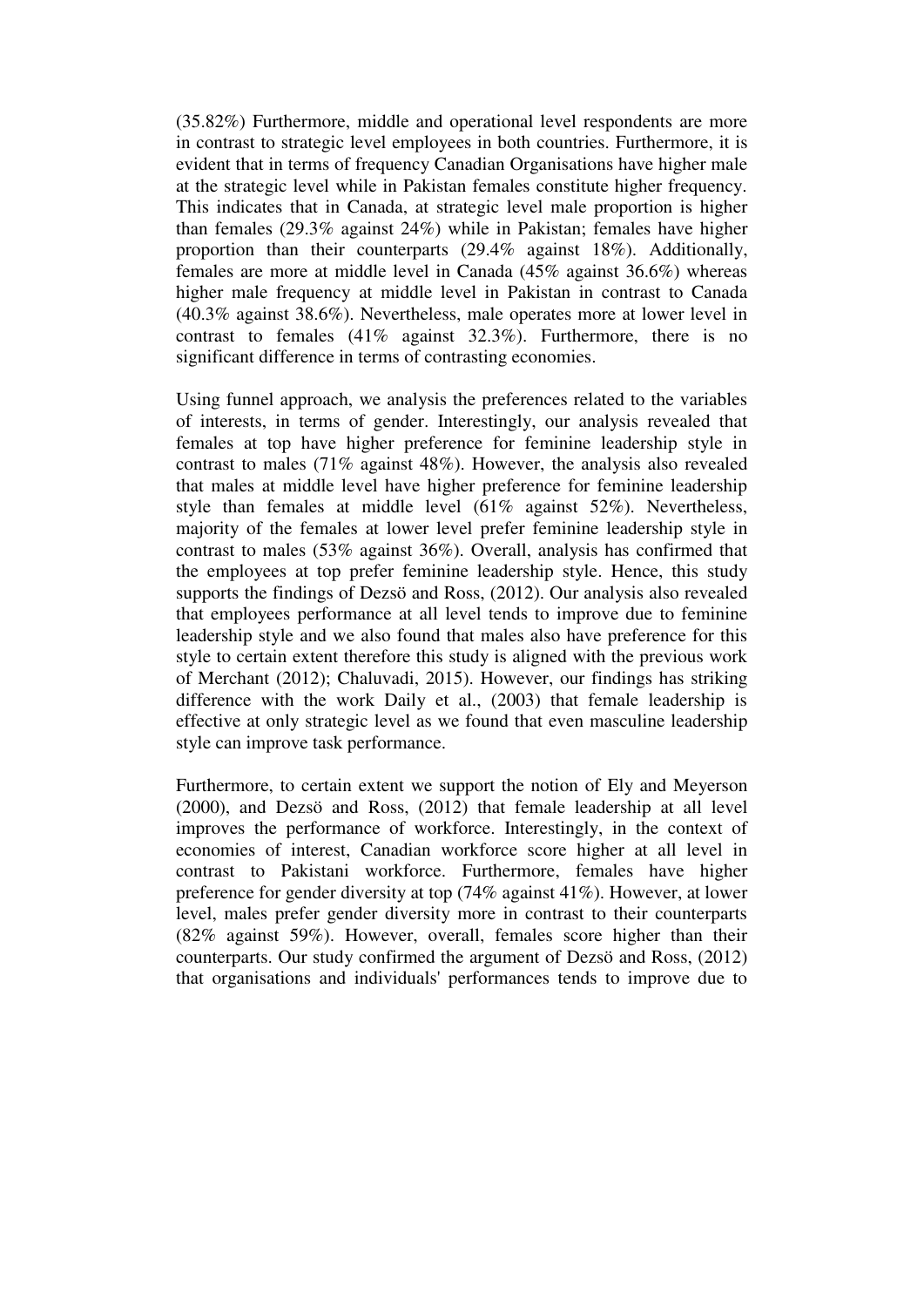(35.82%) Furthermore, middle and operational level respondents are more in contrast to strategic level employees in both countries. Furthermore, it is evident that in terms of frequency Canadian Organisations have higher male at the strategic level while in Pakistan females constitute higher frequency. This indicates that in Canada, at strategic level male proportion is higher than females (29.3% against 24%) while in Pakistan; females have higher proportion than their counterparts (29.4% against 18%). Additionally, females are more at middle level in Canada (45% against 36.6%) whereas higher male frequency at middle level in Pakistan in contrast to Canada (40.3% against 38.6%). Nevertheless, male operates more at lower level in contrast to females (41% against 32.3%). Furthermore, there is no significant difference in terms of contrasting economies.

Using funnel approach, we analysis the preferences related to the variables of interests, in terms of gender. Interestingly, our analysis revealed that females at top have higher preference for feminine leadership style in contrast to males (71% against 48%). However, the analysis also revealed that males at middle level have higher preference for feminine leadership style than females at middle level (61% against 52%). Nevertheless, majority of the females at lower level prefer feminine leadership style in contrast to males (53% against 36%). Overall, analysis has confirmed that the employees at top prefer feminine leadership style. Hence, this study supports the findings of Dezsö and Ross, (2012). Our analysis also revealed that employees performance at all level tends to improve due to feminine leadership style and we also found that males also have preference for this style to certain extent therefore this study is aligned with the previous work of Merchant (2012); Chaluvadi, 2015). However, our findings has striking difference with the work Daily et al., (2003) that female leadership is effective at only strategic level as we found that even masculine leadership style can improve task performance.

Furthermore, to certain extent we support the notion of Ely and Meyerson (2000), and Dezsö and Ross, (2012) that female leadership at all level improves the performance of workforce. Interestingly, in the context of economies of interest, Canadian workforce score higher at all level in contrast to Pakistani workforce. Furthermore, females have higher preference for gender diversity at top (74% against 41%). However, at lower level, males prefer gender diversity more in contrast to their counterparts (82% against 59%). However, overall, females score higher than their counterparts. Our study confirmed the argument of Dezsö and Ross, (2012) that organisations and individuals' performances tends to improve due to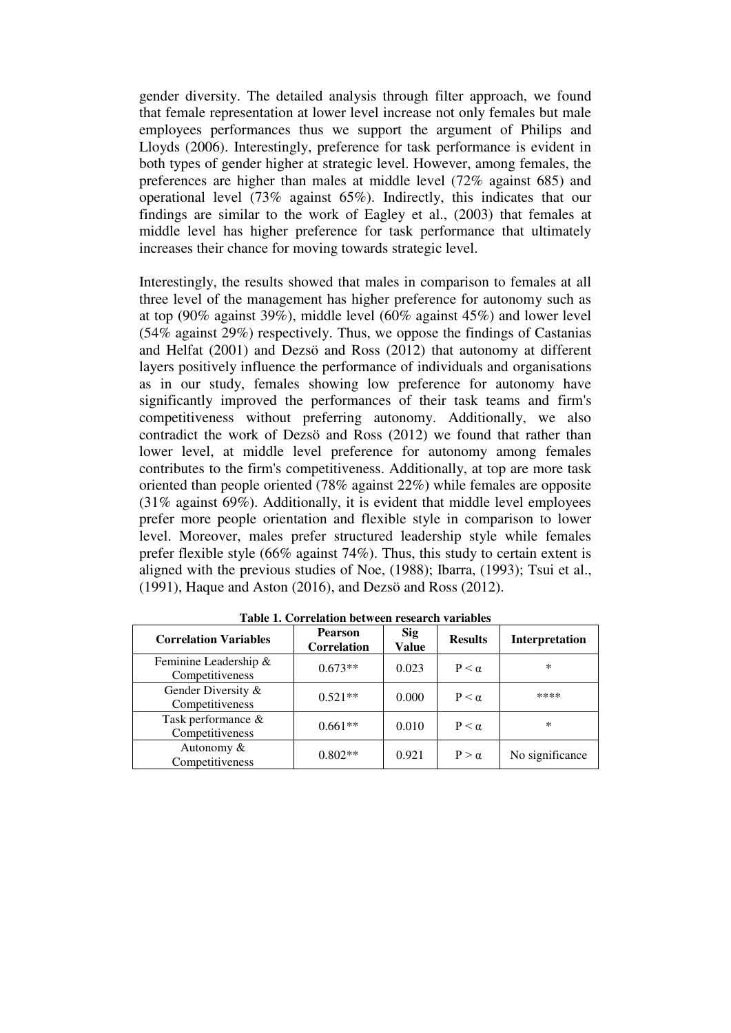gender diversity. The detailed analysis through filter approach, we found that female representation at lower level increase not only females but male employees performances thus we support the argument of Philips and Lloyds (2006). Interestingly, preference for task performance is evident in both types of gender higher at strategic level. However, among females, the preferences are higher than males at middle level (72% against 685) and operational level (73% against 65%). Indirectly, this indicates that our findings are similar to the work of Eagley et al., (2003) that females at middle level has higher preference for task performance that ultimately increases their chance for moving towards strategic level.

Interestingly, the results showed that males in comparison to females at all three level of the management has higher preference for autonomy such as at top (90% against 39%), middle level (60% against 45%) and lower level (54% against 29%) respectively. Thus, we oppose the findings of Castanias and Helfat (2001) and Dezsö and Ross (2012) that autonomy at different layers positively influence the performance of individuals and organisations as in our study, females showing low preference for autonomy have significantly improved the performances of their task teams and firm's competitiveness without preferring autonomy. Additionally, we also contradict the work of Dezsö and Ross (2012) we found that rather than lower level, at middle level preference for autonomy among females contributes to the firm's competitiveness. Additionally, at top are more task oriented than people oriented (78% against 22%) while females are opposite (31% against 69%). Additionally, it is evident that middle level employees prefer more people orientation and flexible style in comparison to lower level. Moreover, males prefer structured leadership style while females prefer flexible style (66% against 74%). Thus, this study to certain extent is aligned with the previous studies of Noe, (1988); Ibarra, (1993); Tsui et al., (1991), Haque and Aston (2016), and Dezsö and Ross (2012).

**Table 1. Correlation between research variables**

| Correlation Variables | Pearson Correlation | Sig Value | Results | Interpretation |
|---|---|---|---|---|
| Feminine Leadership & Competitiveness | 0.673** | 0.023 | $P < \alpha$ | * |
| Gender Diversity & Competitiveness | 0.521** | 0.000 | $P < \alpha$ | **** |
| Task performance & Competitiveness | 0.661** | 0.010 | $P < \alpha$ | * |
| Autonomy & Competitiveness | 0.802** | 0.921 | $P > \alpha$ | No significance |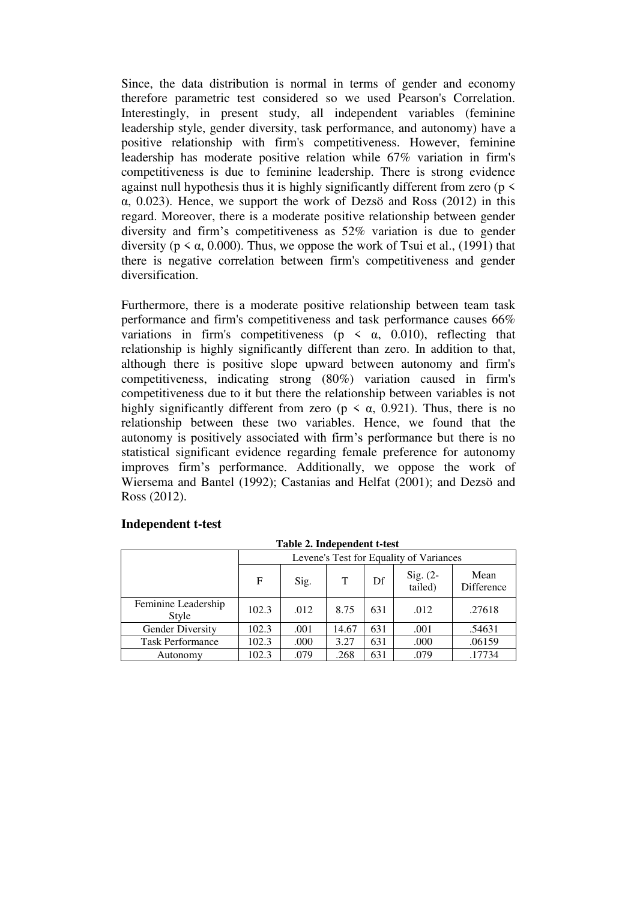Since, the data distribution is normal in terms of gender and economy therefore parametric test considered so we used Pearson's Correlation. Interestingly, in present study, all independent variables (feminine leadership style, gender diversity, task performance, and autonomy) have a positive relationship with firm's competitiveness. However, feminine leadership has moderate positive relation while 67% variation in firm's competitiveness is due to feminine leadership. There is strong evidence against null hypothesis thus it is highly significantly different from zero ($p < \alpha$, 0.023). Hence, we support the work of Dezsö and Ross (2012) in this regard. Moreover, there is a moderate positive relationship between gender diversity and firm's competitiveness as 52% variation is due to gender diversity ($p < \alpha$, 0.000). Thus, we oppose the work of Tsui et al., (1991) that there is negative correlation between firm's competitiveness and gender diversification.

Furthermore, there is a moderate positive relationship between team task performance and firm's competitiveness and task performance causes 66% variations in firm's competitiveness ($p < \alpha$, 0.010), reflecting that relationship is highly significantly different than zero. In addition to that, although there is positive slope upward between autonomy and firm's competitiveness, indicating strong (80%) variation caused in firm's competitiveness due to it but there the relationship between variables is not highly significantly different from zero ($p < \alpha$, 0.921). Thus, there is no relationship between these two variables. Hence, we found that the autonomy is positively associated with firm's performance but there is no statistical significant evidence regarding female preference for autonomy improves firm's performance. Additionally, we oppose the work of Wiersema and Bantel (1992); Castanias and Helfat (2001); and Dezsö and Ross (2012).

## Independent t-test

**Table 2. Independent t-test**

| | Levene's Test for Equality of Variances | | | | | |
|---|---|---|---|---|---|---|
| | F | Sig. | T | Df | Sig. (2-tailed) | Mean Difference |
| Feminine Leadership Style | 102.3 | .012 | 8.75 | 631 | .012 | .27618 |
| Gender Diversity | 102.3 | .001 | 14.67 | 631 | .001 | .54631 |
| Task Performance | 102.3 | .000 | 3.27 | 631 | .000 | .06159 |
| Autonomy | 102.3 | .079 | .268 | 631 | .079 | .17734 |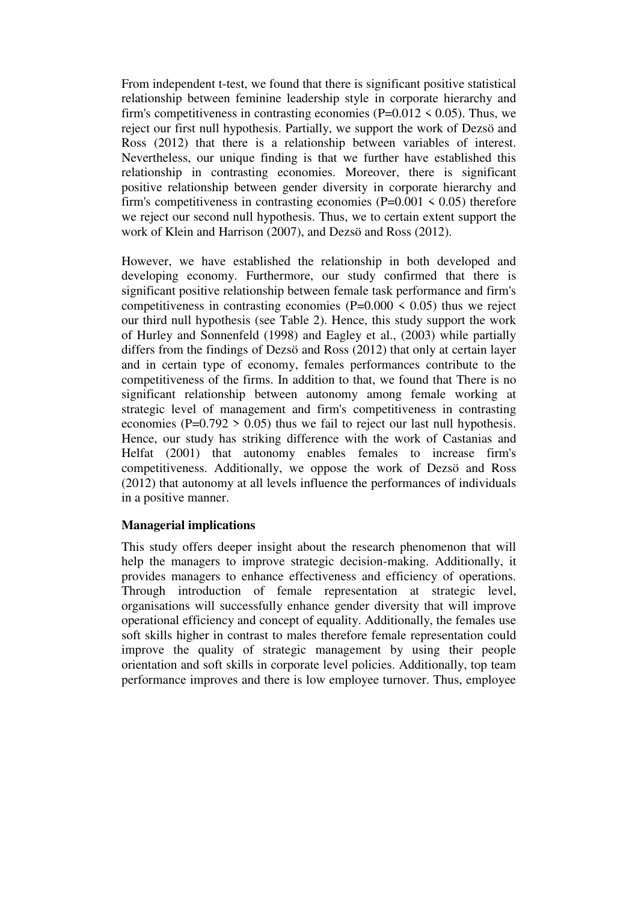From independent t-test, we found that there is significant positive statistical relationship between feminine leadership style in corporate hierarchy and firm's competitiveness in contrasting economies ($P=0.012 < 0.05$). Thus, we reject our first null hypothesis. Partially, we support the work of Dezsö and Ross (2012) that there is a relationship between variables of interest. Nevertheless, our unique finding is that we further have established this relationship in contrasting economies. Moreover, there is significant positive relationship between gender diversity in corporate hierarchy and firm's competitiveness in contrasting economies ($P=0.001 < 0.05$) therefore we reject our second null hypothesis. Thus, we to certain extent support the work of Klein and Harrison (2007), and Dezsö and Ross (2012).

However, we have established the relationship in both developed and developing economy. Furthermore, our study confirmed that there is significant positive relationship between female task performance and firm's competitiveness in contrasting economies ($P=0.000 < 0.05$) thus we reject our third null hypothesis (see Table 2). Hence, this study support the work of Hurley and Sonnenfeld (1998) and Eagley et al., (2003) while partially differs from the findings of Dezsö and Ross (2012) that only at certain layer and in certain type of economy, females performances contribute to the competitiveness of the firms. In addition to that, we found that There is no significant relationship between autonomy among female working at strategic level of management and firm's competitiveness in contrasting economies ($P=0.792 > 0.05$) thus we fail to reject our last null hypothesis. Hence, our study has striking difference with the work of Castanias and Helfat (2001) that autonomy enables females to increase firm's competitiveness. Additionally, we oppose the work of Dezsö and Ross (2012) that autonomy at all levels influence the performances of individuals in a positive manner.

**Managerial implications**

This study offers deeper insight about the research phenomenon that will help the managers to improve strategic decision-making. Additionally, it provides managers to enhance effectiveness and efficiency of operations. Through introduction of female representation at strategic level, organisations will successfully enhance gender diversity that will improve operational efficiency and concept of equality. Additionally, the females use soft skills higher in contrast to males therefore female representation could improve the quality of strategic management by using their people orientation and soft skills in corporate level policies. Additionally, top team performance improves and there is low employee turnover. Thus, employee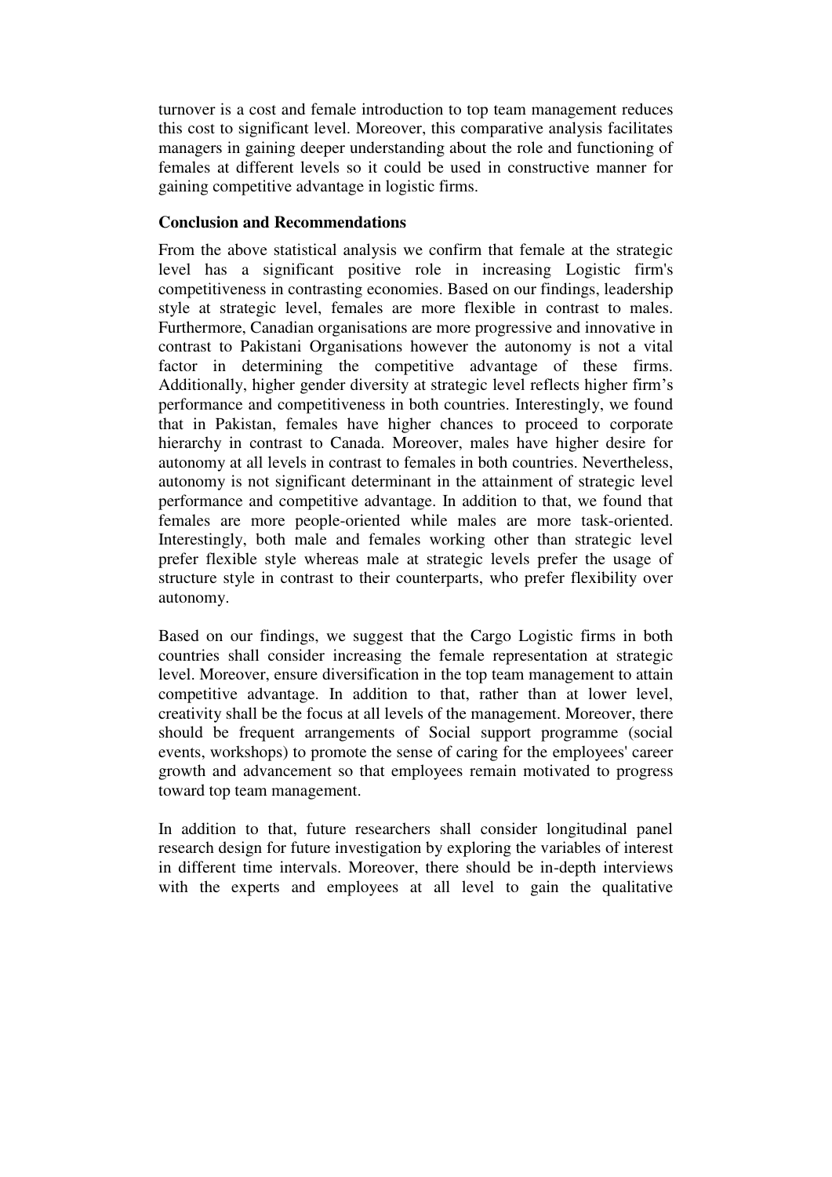turnover is a cost and female introduction to top team management reduces this cost to significant level. Moreover, this comparative analysis facilitates managers in gaining deeper understanding about the role and functioning of females at different levels so it could be used in constructive manner for gaining competitive advantage in logistic firms.

**Conclusion and Recommendations**

From the above statistical analysis we confirm that female at the strategic level has a significant positive role in increasing Logistic firm's competitiveness in contrasting economies. Based on our findings, leadership style at strategic level, females are more flexible in contrast to males. Furthermore, Canadian organisations are more progressive and innovative in contrast to Pakistani Organisations however the autonomy is not a vital factor in determining the competitive advantage of these firms. Additionally, higher gender diversity at strategic level reflects higher firm's performance and competitiveness in both countries. Interestingly, we found that in Pakistan, females have higher chances to proceed to corporate hierarchy in contrast to Canada. Moreover, males have higher desire for autonomy at all levels in contrast to females in both countries. Nevertheless, autonomy is not significant determinant in the attainment of strategic level performance and competitive advantage. In addition to that, we found that females are more people-oriented while males are more task-oriented. Interestingly, both male and females working other than strategic level prefer flexible style whereas male at strategic levels prefer the usage of structure style in contrast to their counterparts, who prefer flexibility over autonomy.

Based on our findings, we suggest that the Cargo Logistic firms in both countries shall consider increasing the female representation at strategic level. Moreover, ensure diversification in the top team management to attain competitive advantage. In addition to that, rather than at lower level, creativity shall be the focus at all levels of the management. Moreover, there should be frequent arrangements of Social support programme (social events, workshops) to promote the sense of caring for the employees' career growth and advancement so that employees remain motivated to progress toward top team management.

In addition to that, future researchers shall consider longitudinal panel research design for future investigation by exploring the variables of interest in different time intervals. Moreover, there should be in-depth interviews with the experts and employees at all level to gain the qualitative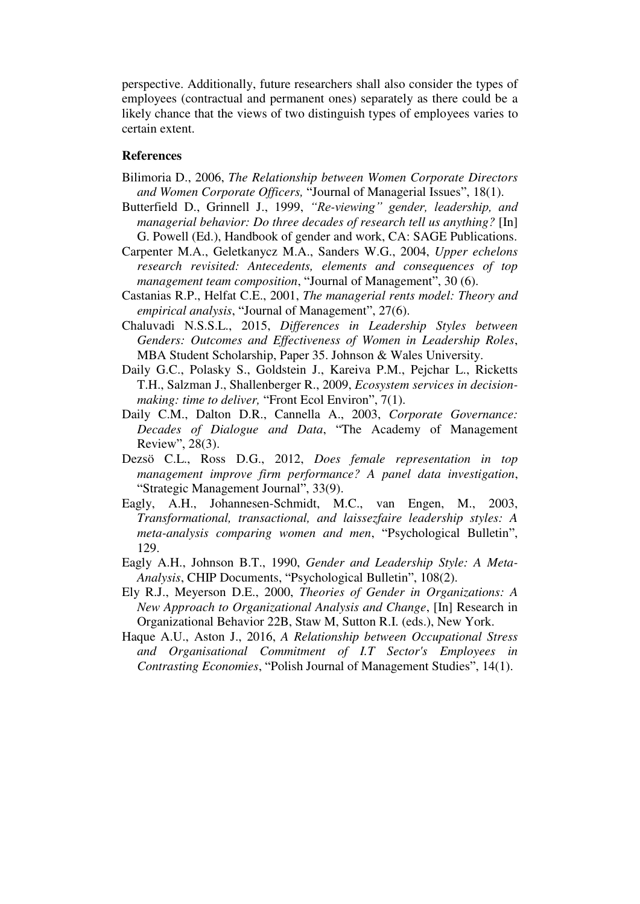perspective. Additionally, future researchers shall also consider the types of employees (contractual and permanent ones) separately as there could be a likely chance that the views of two distinguish types of employees varies to certain extent.

**References**

Bilimoria D., 2006, *The Relationship between Women Corporate Directors and Women Corporate Officers,* "Journal of Managerial Issues", 18(1).

Butterfield D., Grinnell J., 1999, *"Re-viewing" gender, leadership, and managerial behavior: Do three decades of research tell us anything?* [In] G. Powell (Ed.), Handbook of gender and work, CA: SAGE Publications.

Carpenter M.A., Geletkanycz M.A., Sanders W.G., 2004, *Upper echelons research revisited: Antecedents, elements and consequences of top management team composition*, "Journal of Management", 30 (6).

Castanias R.P., Helfat C.E., 2001, *The managerial rents model: Theory and empirical analysis*, "Journal of Management", 27(6).

Chaluvadi N.S.S.L., 2015, *Differences in Leadership Styles between Genders: Outcomes and Effectiveness of Women in Leadership Roles*, MBA Student Scholarship, Paper 35. Johnson & Wales University.

Daily G.C., Polasky S., Goldstein J., Kareiva P.M., Pejchar L., Ricketts T.H., Salzman J., Shallenberger R., 2009, *Ecosystem services in decision-making: time to deliver,* "Front Ecol Environ", 7(1).

Daily C.M., Dalton D.R., Cannella A., 2003, *Corporate Governance: Decades of Dialogue and Data*, "The Academy of Management Review", 28(3).

Dezsö C.L., Ross D.G., 2012, *Does female representation in top management improve firm performance? A panel data investigation*, "Strategic Management Journal", 33(9).

Eagly, A.H., Johannesen-Schmidt, M.C., van Engen, M., 2003, *Transformational, transactional, and laissezfaire leadership styles: A meta-analysis comparing women and men*, "Psychological Bulletin", 129.

Eagly A.H., Johnson B.T., 1990, *Gender and Leadership Style: A Meta-Analysis*, CHIP Documents, "Psychological Bulletin", 108(2).

Ely R.J., Meyerson D.E., 2000, *Theories of Gender in Organizations: A New Approach to Organizational Analysis and Change*, [In] Research in Organizational Behavior 22B, Staw M, Sutton R.I. (eds.), New York.

Haque A.U., Aston J., 2016, *A Relationship between Occupational Stress and Organisational Commitment of I.T Sector's Employees in Contrasting Economies*, "Polish Journal of Management Studies", 14(1).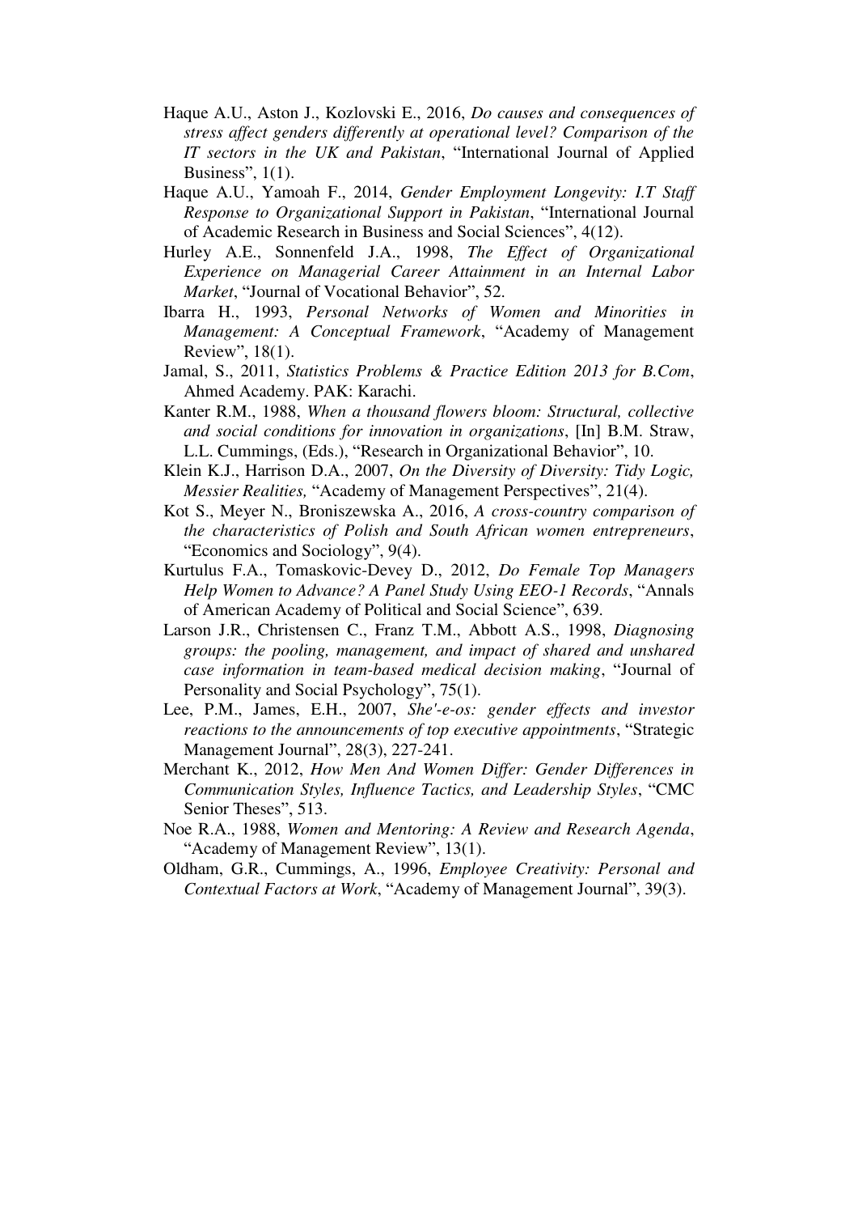Haque A.U., Aston J., Kozlovski E., 2016, *Do causes and consequences of stress affect genders differently at operational level? Comparison of the IT sectors in the UK and Pakistan*, "International Journal of Applied Business", 1(1).

Haque A.U., Yamoah F., 2014, *Gender Employment Longevity: I.T Staff Response to Organizational Support in Pakistan*, "International Journal of Academic Research in Business and Social Sciences", 4(12).

Hurley A.E., Sonnenfeld J.A., 1998, *The Effect of Organizational Experience on Managerial Career Attainment in an Internal Labor Market*, "Journal of Vocational Behavior", 52.

Ibarra H., 1993, *Personal Networks of Women and Minorities in Management: A Conceptual Framework*, "Academy of Management Review", 18(1).

Jamal, S., 2011, *Statistics Problems & Practice Edition 2013 for B.Com*, Ahmed Academy. PAK: Karachi.

Kanter R.M., 1988, *When a thousand flowers bloom: Structural, collective and social conditions for innovation in organizations*, [In] B.M. Straw, L.L. Cummings, (Eds.), "Research in Organizational Behavior", 10.

Klein K.J., Harrison D.A., 2007, *On the Diversity of Diversity: Tidy Logic, Messier Realities,* "Academy of Management Perspectives", 21(4).

Kot S., Meyer N., Broniszewska A., 2016, *A cross-country comparison of the characteristics of Polish and South African women entrepreneurs*, "Economics and Sociology", 9(4).

Kurtulus F.A., Tomaskovic-Devey D., 2012, *Do Female Top Managers Help Women to Advance? A Panel Study Using EEO-1 Records*, "Annals of American Academy of Political and Social Science", 639.

Larson J.R., Christensen C., Franz T.M., Abbott A.S., 1998, *Diagnosing groups: the pooling, management, and impact of shared and unshared case information in team-based medical decision making*, "Journal of Personality and Social Psychology", 75(1).

Lee, P.M., James, E.H., 2007, *She'-e-os: gender effects and investor reactions to the announcements of top executive appointments*, "Strategic Management Journal", 28(3), 227-241.

Merchant K., 2012, *How Men And Women Differ: Gender Differences in Communication Styles, Influence Tactics, and Leadership Styles*, "CMC Senior Theses", 513.

Noe R.A., 1988, *Women and Mentoring: A Review and Research Agenda*, "Academy of Management Review", 13(1).

Oldham, G.R., Cummings, A., 1996, *Employee Creativity: Personal and Contextual Factors at Work*, "Academy of Management Journal", 39(3).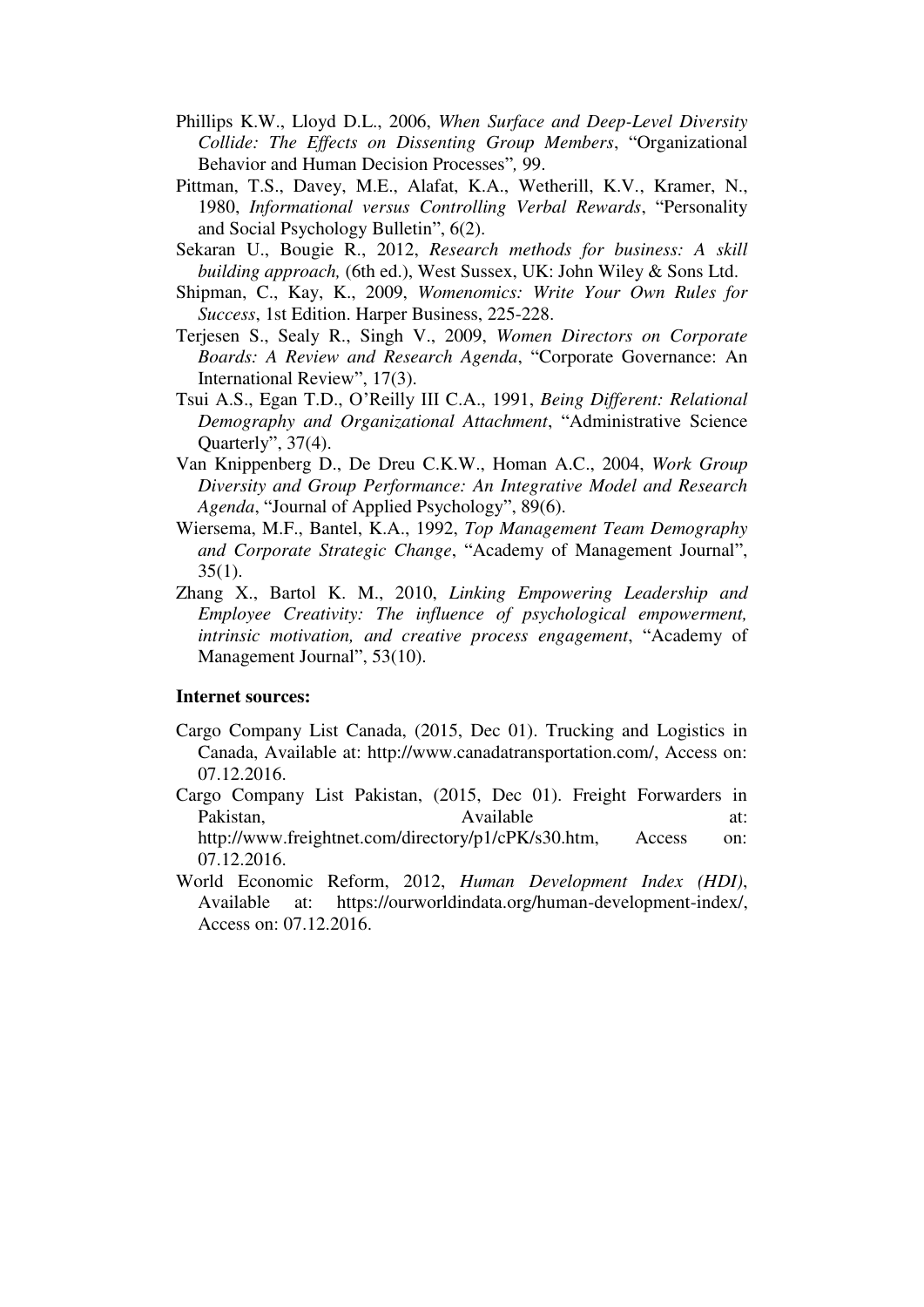Phillips K.W., Lloyd D.L., 2006, *When Surface and Deep-Level Diversity Collide: The Effects on Dissenting Group Members*, "Organizational Behavior and Human Decision Processes"*,* 99.

Pittman, T.S., Davey, M.E., Alafat, K.A., Wetherill, K.V., Kramer, N., 1980, *Informational versus Controlling Verbal Rewards*, "Personality and Social Psychology Bulletin", 6(2).

Sekaran U., Bougie R., 2012, *Research methods for business: A skill building approach,* (6th ed.), West Sussex, UK: John Wiley & Sons Ltd.

Shipman, C., Kay, K., 2009, *Womenomics: Write Your Own Rules for Success*, 1st Edition. Harper Business, 225-228.

Terjesen S., Sealy R., Singh V., 2009, *Women Directors on Corporate Boards: A Review and Research Agenda*, "Corporate Governance: An International Review", 17(3).

Tsui A.S., Egan T.D., O'Reilly III C.A., 1991, *Being Different: Relational Demography and Organizational Attachment*, "Administrative Science Quarterly", 37(4).

Van Knippenberg D., De Dreu C.K.W., Homan A.C., 2004, *Work Group Diversity and Group Performance: An Integrative Model and Research Agenda*, "Journal of Applied Psychology", 89(6).

Wiersema, M.F., Bantel, K.A., 1992, *Top Management Team Demography and Corporate Strategic Change*, "Academy of Management Journal", 35(1).

Zhang X., Bartol K. M., 2010, *Linking Empowering Leadership and Employee Creativity: The influence of psychological empowerment, intrinsic motivation, and creative process engagement*, "Academy of Management Journal", 53(10).

**Internet sources:**

Cargo Company List Canada, (2015, Dec 01). Trucking and Logistics in Canada, Available at: http://www.canadatransportation.com/, Access on: 07.12.2016.

Cargo Company List Pakistan, (2015, Dec 01). Freight Forwarders in Pakistan, Available at: http://www.freightnet.com/directory/p1/cPK/s30.htm, Access on: 07.12.2016.

World Economic Reform, 2012, *Human Development Index (HDI)*, Available at: https://ourworldindata.org/human-development-index/, Access on: 07.12.2016.